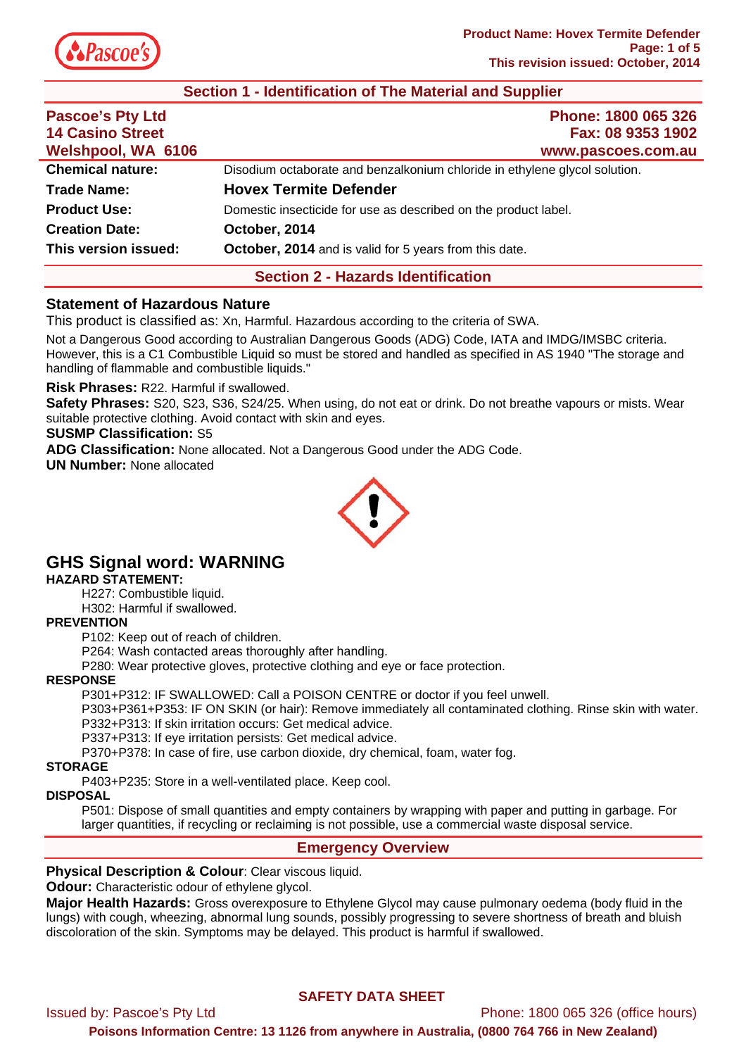## Section 1 - Identification of The Material and Supplier

**Pascoe's Pty Ltd**
**14 Casino Street**
**Welshpool, WA 6106**

**Phone: 1800 065 326**
**Fax: 08 9353 1902**
**www.pascoes.com.au**

| | |
|---|---|
| **Chemical nature:** | Disodium octaborate and benzalkonium chloride in ethylene glycol solution. |
| **Trade Name:** | **Hovex Termite Defender** |
| **Product Use:** | Domestic insecticide for use as described on the product label. |
| **Creation Date:** | **October, 2014** |
| **This version issued:** | **October, 2014** and is valid for 5 years from this date. |

## Section 2 - Hazards Identification

### Statement of Hazardous Nature

This product is classified as: Xn, Harmful. Hazardous according to the criteria of SWA.

Not a Dangerous Good according to Australian Dangerous Goods (ADG) Code, IATA and IMDG/IMSBC criteria. However, this is a C1 Combustible Liquid so must be stored and handled as specified in AS 1940 "The storage and handling of flammable and combustible liquids."

**Risk Phrases:** R22. Harmful if swallowed.
**Safety Phrases:** S20, S23, S36, S24/25. When using, do not eat or drink. Do not breathe vapours or mists. Wear suitable protective clothing. Avoid contact with skin and eyes.
**SUSMP Classification:** S5
**ADG Classification:** None allocated. Not a Dangerous Good under the ADG Code.
**UN Number:** None allocated

## GHS Signal word: WARNING

**HAZARD STATEMENT:**

H227: Combustible liquid.
H302: Harmful if swallowed.

**PREVENTION**

P102: Keep out of reach of children.
P264: Wash contacted areas thoroughly after handling.
P280: Wear protective gloves, protective clothing and eye or face protection.

**RESPONSE**

P301+P312: IF SWALLOWED: Call a POISON CENTRE or doctor if you feel unwell.
P303+P361+P353: IF ON SKIN (or hair): Remove immediately all contaminated clothing. Rinse skin with water.
P332+P313: If skin irritation occurs: Get medical advice.
P337+P313: If eye irritation persists: Get medical advice.
P370+P378: In case of fire, use carbon dioxide, dry chemical, foam, water fog.

**STORAGE**

P403+P235: Store in a well-ventilated place. Keep cool.

**DISPOSAL**

P501: Dispose of small quantities and empty containers by wrapping with paper and putting in garbage. For larger quantities, if recycling or reclaiming is not possible, use a commercial waste disposal service.

## Emergency Overview

**Physical Description & Colour**: Clear viscous liquid.
**Odour:** Characteristic odour of ethylene glycol.
**Major Health Hazards:** Gross overexposure to Ethylene Glycol may cause pulmonary oedema (body fluid in the lungs) with cough, wheezing, abnormal lung sounds, possibly progressing to severe shortness of breath and bluish discoloration of the skin. Symptoms may be delayed. This product is harmful if swallowed.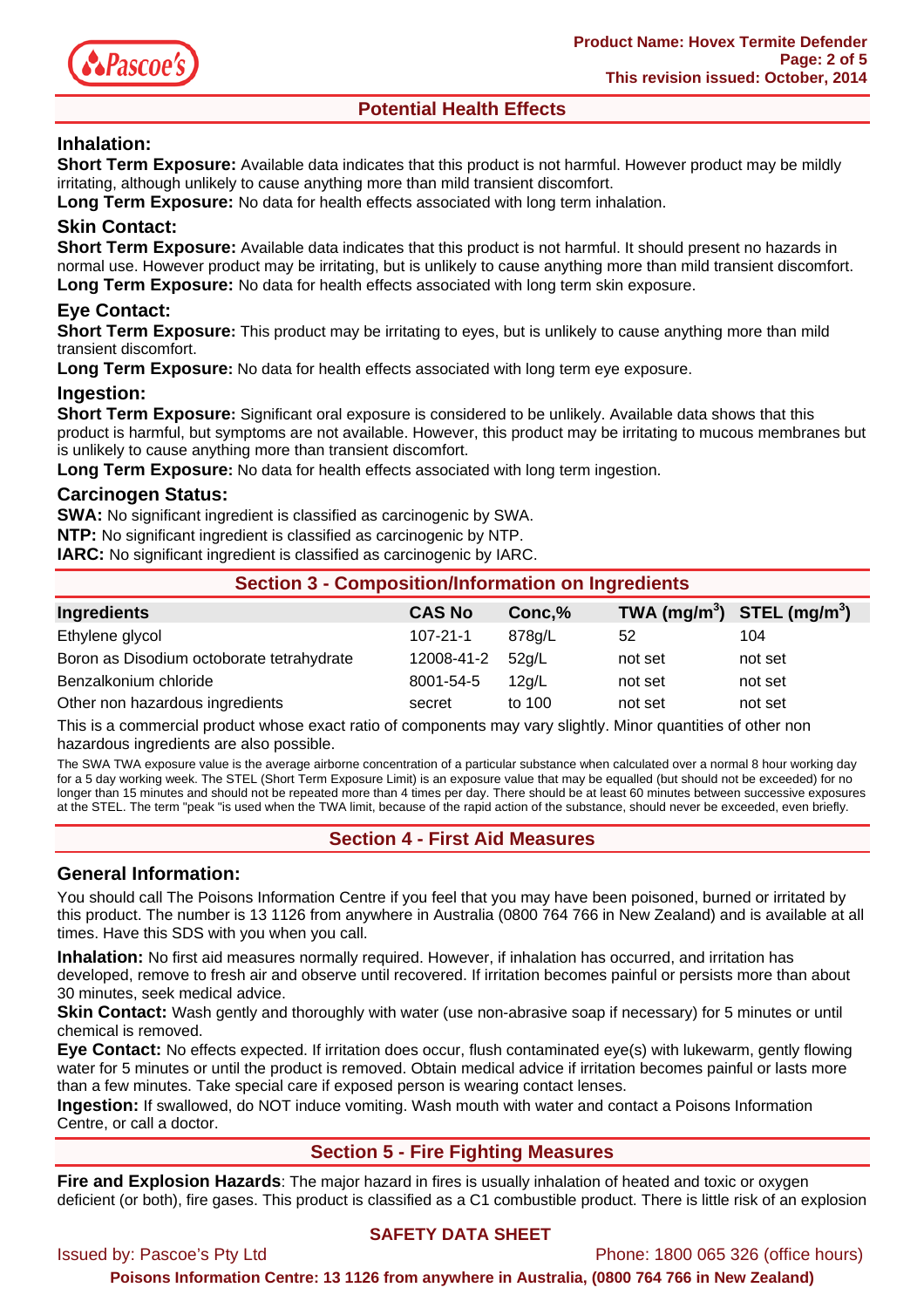## Potential Health Effects

### Inhalation:

**Short Term Exposure:** Available data indicates that this product is not harmful. However product may be mildly irritating, although unlikely to cause anything more than mild transient discomfort.

**Long Term Exposure:** No data for health effects associated with long term inhalation.

### Skin Contact:

**Short Term Exposure:** Available data indicates that this product is not harmful. It should present no hazards in normal use. However product may be irritating, but is unlikely to cause anything more than mild transient discomfort.

**Long Term Exposure:** No data for health effects associated with long term skin exposure.

### Eye Contact:

**Short Term Exposure:** This product may be irritating to eyes, but is unlikely to cause anything more than mild transient discomfort.

**Long Term Exposure:** No data for health effects associated with long term eye exposure.

### Ingestion:

**Short Term Exposure:** Significant oral exposure is considered to be unlikely. Available data shows that this product is harmful, but symptoms are not available. However, this product may be irritating to mucous membranes but is unlikely to cause anything more than transient discomfort.

**Long Term Exposure:** No data for health effects associated with long term ingestion.

### Carcinogen Status:

**SWA:** No significant ingredient is classified as carcinogenic by SWA.

**NTP:** No significant ingredient is classified as carcinogenic by NTP.

**IARC:** No significant ingredient is classified as carcinogenic by IARC.

## Section 3 - Composition/Information on Ingredients

| Ingredients | CAS No | Conc,% | TWA ($mg/m^3$) | STEL ($mg/m^3$) |
|---|---|---|---|---|
| Ethylene glycol | 107-21-1 | 878g/L | 52 | 104 |
| Boron as Disodium octoborate tetrahydrate | 12008-41-2 | 52g/L | not set | not set |
| Benzalkonium chloride | 8001-54-5 | 12g/L | not set | not set |
| Other non hazardous ingredients | secret | to 100 | not set | not set |

This is a commercial product whose exact ratio of components may vary slightly. Minor quantities of other non hazardous ingredients are also possible.

The SWA TWA exposure value is the average airborne concentration of a particular substance when calculated over a normal 8 hour working day for a 5 day working week. The STEL (Short Term Exposure Limit) is an exposure value that may be equalled (but should not be exceeded) for no longer than 15 minutes and should not be repeated more than 4 times per day. There should be at least 60 minutes between successive exposures at the STEL. The term "peak "is used when the TWA limit, because of the rapid action of the substance, should never be exceeded, even briefly.

## Section 4 - First Aid Measures

### General Information:

You should call The Poisons Information Centre if you feel that you may have been poisoned, burned or irritated by this product. The number is 13 1126 from anywhere in Australia (0800 764 766 in New Zealand) and is available at all times. Have this SDS with you when you call.

**Inhalation:** No first aid measures normally required. However, if inhalation has occurred, and irritation has developed, remove to fresh air and observe until recovered. If irritation becomes painful or persists more than about 30 minutes, seek medical advice.

**Skin Contact:** Wash gently and thoroughly with water (use non-abrasive soap if necessary) for 5 minutes or until chemical is removed.

**Eye Contact:** No effects expected. If irritation does occur, flush contaminated eye(s) with lukewarm, gently flowing water for 5 minutes or until the product is removed. Obtain medical advice if irritation becomes painful or lasts more than a few minutes. Take special care if exposed person is wearing contact lenses.

**Ingestion:** If swallowed, do NOT induce vomiting. Wash mouth with water and contact a Poisons Information Centre, or call a doctor.

## Section 5 - Fire Fighting Measures

**Fire and Explosion Hazards**: The major hazard in fires is usually inhalation of heated and toxic or oxygen deficient (or both), fire gases. This product is classified as a C1 combustible product. There is little risk of an explosion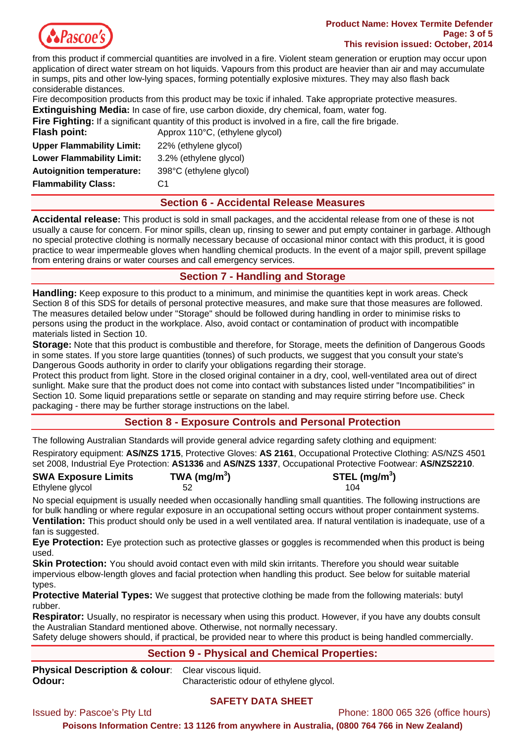from this product if commercial quantities are involved in a fire. Violent steam generation or eruption may occur upon application of direct water stream on hot liquids. Vapours from this product are heavier than air and may accumulate in sumps, pits and other low-lying spaces, forming potentially explosive mixtures. They may also flash back considerable distances.

Fire decomposition products from this product may be toxic if inhaled. Take appropriate protective measures.

**Extinguishing Media:** In case of fire, use carbon dioxide, dry chemical, foam, water fog.

**Fire Fighting:** If a significant quantity of this product is involved in a fire, call the fire brigade.

| | |
|---|---|
| **Flash point:** | Approx 110°C, (ethylene glycol) |
| **Upper Flammability Limit:** | 22% (ethylene glycol) |
| **Lower Flammability Limit:** | 3.2% (ethylene glycol) |
| **Autoignition temperature:** | 398°C (ethylene glycol) |
| **Flammability Class:** | C1 |

## Section 6 - Accidental Release Measures

**Accidental release:** This product is sold in small packages, and the accidental release from one of these is not usually a cause for concern. For minor spills, clean up, rinsing to sewer and put empty container in garbage. Although no special protective clothing is normally necessary because of occasional minor contact with this product, it is good practice to wear impermeable gloves when handling chemical products. In the event of a major spill, prevent spillage from entering drains or water courses and call emergency services.

## Section 7 - Handling and Storage

**Handling:** Keep exposure to this product to a minimum, and minimise the quantities kept in work areas. Check Section 8 of this SDS for details of personal protective measures, and make sure that those measures are followed. The measures detailed below under "Storage" should be followed during handling in order to minimise risks to persons using the product in the workplace. Also, avoid contact or contamination of product with incompatible materials listed in Section 10.

**Storage:** Note that this product is combustible and therefore, for Storage, meets the definition of Dangerous Goods in some states. If you store large quantities (tonnes) of such products, we suggest that you consult your state's Dangerous Goods authority in order to clarify your obligations regarding their storage.

Protect this product from light. Store in the closed original container in a dry, cool, well-ventilated area out of direct sunlight. Make sure that the product does not come into contact with substances listed under "Incompatibilities" in Section 10. Some liquid preparations settle or separate on standing and may require stirring before use. Check packaging - there may be further storage instructions on the label.

## Section 8 - Exposure Controls and Personal Protection

The following Australian Standards will provide general advice regarding safety clothing and equipment:

Respiratory equipment: **AS/NZS 1715**, Protective Gloves: **AS 2161**, Occupational Protective Clothing: AS/NZS 4501 set 2008, Industrial Eye Protection: **AS1336** and **AS/NZS 1337**, Occupational Protective Footwear: **AS/NZS2210**.

| SWA Exposure Limits | TWA ($mg/m^3$) | STEL ($mg/m^3$) |
|---|---|---|
| Ethylene glycol | 52 | 104 |

No special equipment is usually needed when occasionally handling small quantities. The following instructions are for bulk handling or where regular exposure in an occupational setting occurs without proper containment systems.

**Ventilation:** This product should only be used in a well ventilated area. If natural ventilation is inadequate, use of a fan is suggested.

**Eye Protection:** Eye protection such as protective glasses or goggles is recommended when this product is being used.

**Skin Protection:** You should avoid contact even with mild skin irritants. Therefore you should wear suitable impervious elbow-length gloves and facial protection when handling this product. See below for suitable material types.

**Protective Material Types:** We suggest that protective clothing be made from the following materials: butyl rubber.

**Respirator:** Usually, no respirator is necessary when using this product. However, if you have any doubts consult the Australian Standard mentioned above. Otherwise, not normally necessary.

Safety deluge showers should, if practical, be provided near to where this product is being handled commercially.

## Section 9 - Physical and Chemical Properties:

| | |
|---|---|
| **Physical Description & colour**: | Clear viscous liquid. |
| **Odour:** | Characteristic odour of ethylene glycol. |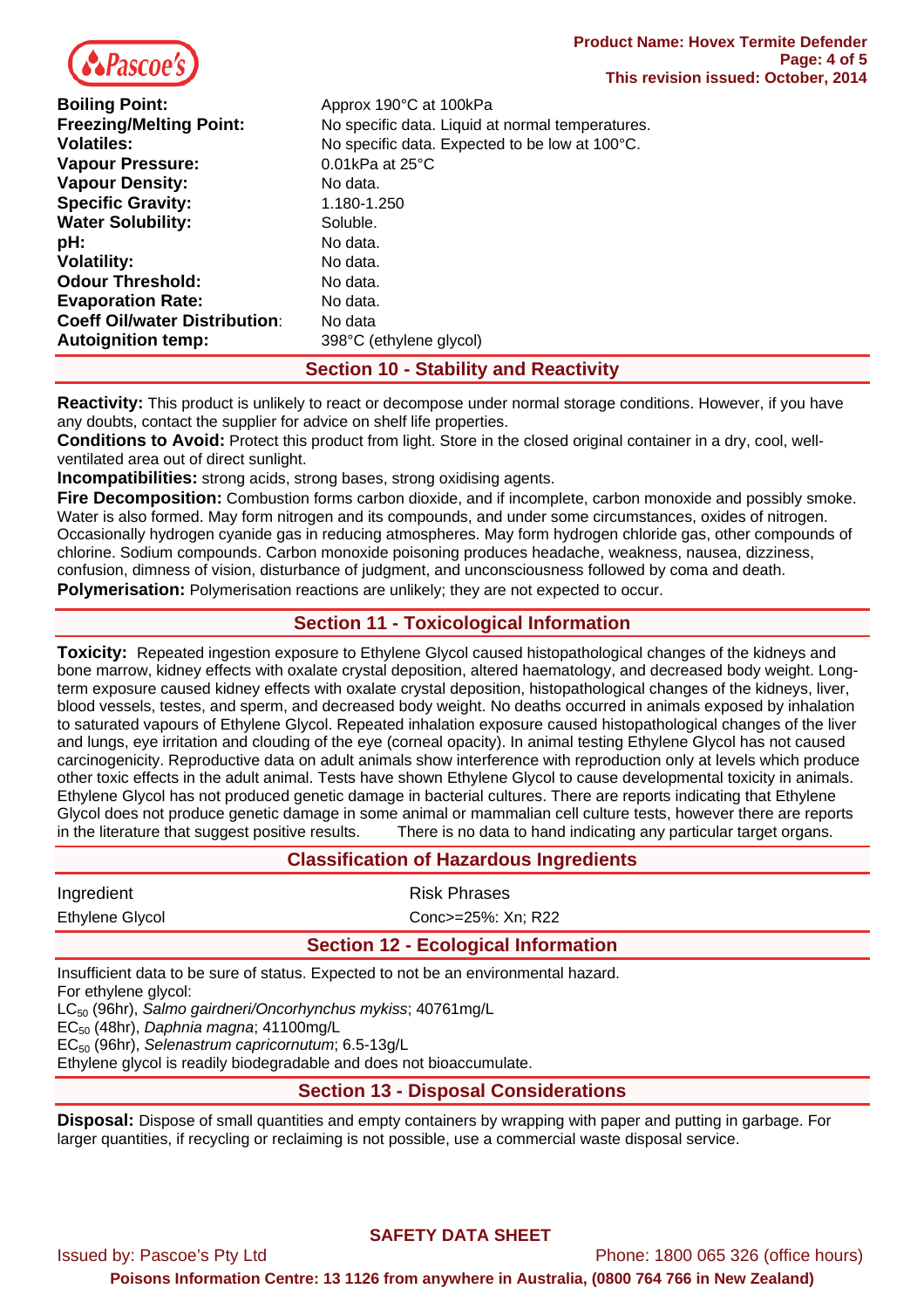| | |
|---|---|
| **Boiling Point:** | Approx 190°C at 100kPa |
| **Freezing/Melting Point:** | No specific data. Liquid at normal temperatures. |
| **Volatiles:** | No specific data. Expected to be low at 100°C. |
| **Vapour Pressure:** | 0.01kPa at 25°C |
| **Vapour Density:** | No data. |
| **Specific Gravity:** | 1.180-1.250 |
| **Water Solubility:** | Soluble. |
| **pH:** | No data. |
| **Volatility:** | No data. |
| **Odour Threshold:** | No data. |
| **Evaporation Rate:** | No data. |
| **Coeff Oil/water Distribution:** | No data |
| **Autoignition temp:** | 398°C (ethylene glycol) |

## Section 10 - Stability and Reactivity

**Reactivity:** This product is unlikely to react or decompose under normal storage conditions. However, if you have any doubts, contact the supplier for advice on shelf life properties.

**Conditions to Avoid:** Protect this product from light. Store in the closed original container in a dry, cool, well-ventilated area out of direct sunlight.

**Incompatibilities:** strong acids, strong bases, strong oxidising agents.

**Fire Decomposition:** Combustion forms carbon dioxide, and if incomplete, carbon monoxide and possibly smoke. Water is also formed. May form nitrogen and its compounds, and under some circumstances, oxides of nitrogen. Occasionally hydrogen cyanide gas in reducing atmospheres. May form hydrogen chloride gas, other compounds of chlorine. Sodium compounds. Carbon monoxide poisoning produces headache, weakness, nausea, dizziness, confusion, dimness of vision, disturbance of judgment, and unconsciousness followed by coma and death.

**Polymerisation:** Polymerisation reactions are unlikely; they are not expected to occur.

## Section 11 - Toxicological Information

**Toxicity:** Repeated ingestion exposure to Ethylene Glycol caused histopathological changes of the kidneys and bone marrow, kidney effects with oxalate crystal deposition, altered haematology, and decreased body weight. Long-term exposure caused kidney effects with oxalate crystal deposition, histopathological changes of the kidneys, liver, blood vessels, testes, and sperm, and decreased body weight. No deaths occurred in animals exposed by inhalation to saturated vapours of Ethylene Glycol. Repeated inhalation exposure caused histopathological changes of the liver and lungs, eye irritation and clouding of the eye (corneal opacity). In animal testing Ethylene Glycol has not caused carcinogenicity. Reproductive data on adult animals show interference with reproduction only at levels which produce other toxic effects in the adult animal. Tests have shown Ethylene Glycol to cause developmental toxicity in animals. Ethylene Glycol has not produced genetic damage in bacterial cultures. There are reports indicating that Ethylene Glycol does not produce genetic damage in some animal or mammalian cell culture tests, however there are reports in the literature that suggest positive results. There is no data to hand indicating any particular target organs.

## Classification of Hazardous Ingredients

| Ingredient | Risk Phrases |
|---|---|
| Ethylene Glycol | Conc>=25%: Xn; R22 |

## Section 12 - Ecological Information

Insufficient data to be sure of status. Expected to not be an environmental hazard.
For ethylene glycol:
$LC_{50}$ (96hr), *Salmo gairdneri/Oncorhynchus mykiss*; 40761mg/L
$EC_{50}$ (48hr), *Daphnia magna*; 41100mg/L
$EC_{50}$ (96hr), *Selenastrum capricornutum*; 6.5-13g/L
Ethylene glycol is readily biodegradable and does not bioaccumulate.

## Section 13 - Disposal Considerations

**Disposal:** Dispose of small quantities and empty containers by wrapping with paper and putting in garbage. For larger quantities, if recycling or reclaiming is not possible, use a commercial waste disposal service.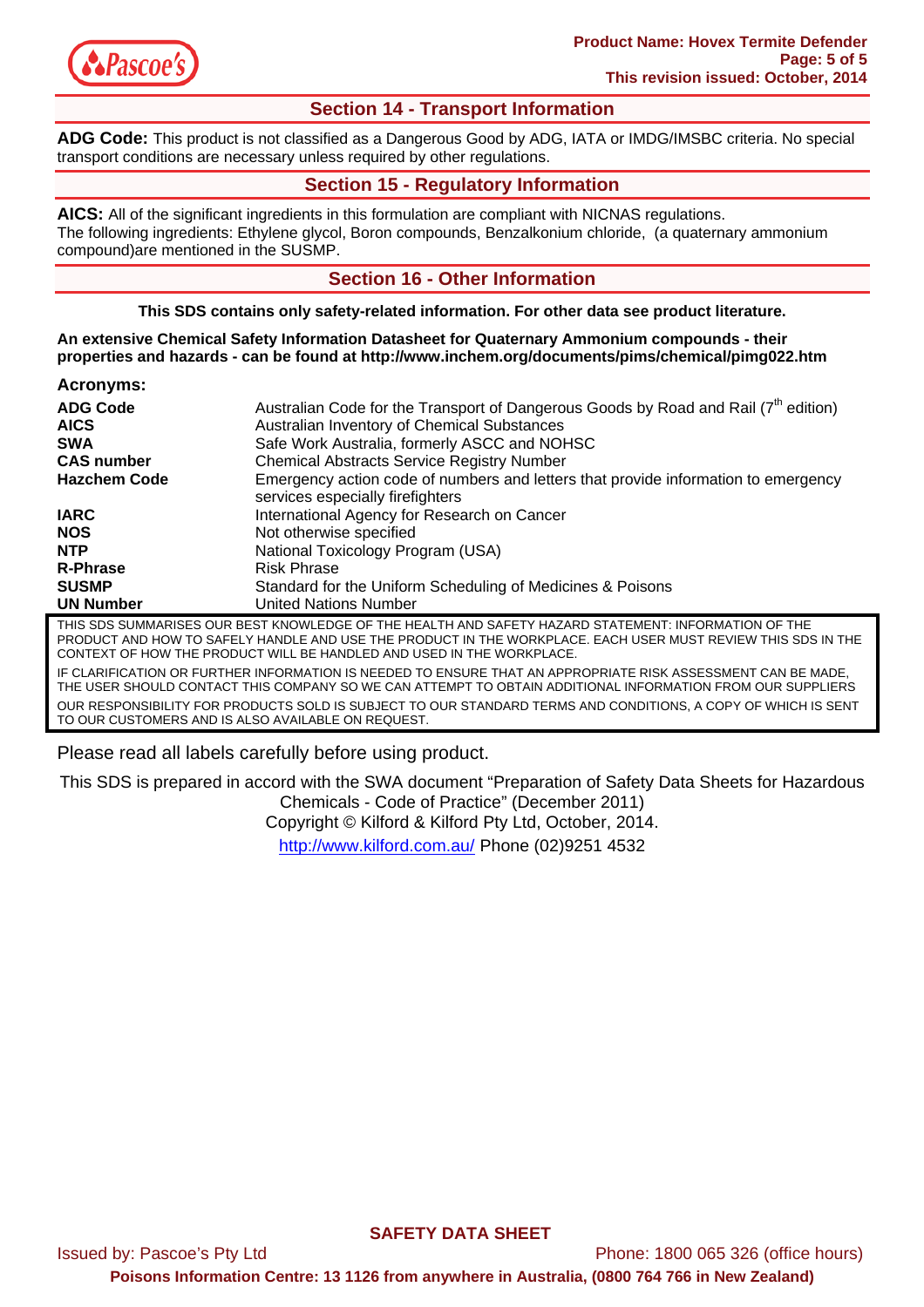## Section 14 - Transport Information

**ADG Code:** This product is not classified as a Dangerous Good by ADG, IATA or IMDG/IMSBC criteria. No special transport conditions are necessary unless required by other regulations.

## Section 15 - Regulatory Information

**AICS:** All of the significant ingredients in this formulation are compliant with NICNAS regulations.
The following ingredients: Ethylene glycol, Boron compounds, Benzalkonium chloride, (a quaternary ammonium compound)are mentioned in the SUSMP.

## Section 16 - Other Information

**This SDS contains only safety-related information. For other data see product literature.**

**An extensive Chemical Safety Information Datasheet for Quaternary Ammonium compounds - their properties and hazards - can be found at http://www.inchem.org/documents/pims/chemical/pimg022.htm**

**Acronyms:**

| | |
|---|---|
| **ADG Code** | Australian Code for the Transport of Dangerous Goods by Road and Rail (7th edition) |
| **AICS** | Australian Inventory of Chemical Substances |
| **SWA** | Safe Work Australia, formerly ASCC and NOHSC |
| **CAS number** | Chemical Abstracts Service Registry Number |
| **Hazchem Code** | Emergency action code of numbers and letters that provide information to emergency services especially firefighters |
| **IARC** | International Agency for Research on Cancer |
| **NOS** | Not otherwise specified |
| **NTP** | National Toxicology Program (USA) |
| **R-Phrase** | Risk Phrase |
| **SUSMP** | Standard for the Uniform Scheduling of Medicines & Poisons |
| **UN Number** | United Nations Number |

THIS SDS SUMMARISES OUR BEST KNOWLEDGE OF THE HEALTH AND SAFETY HAZARD STATEMENT: INFORMATION OF THE PRODUCT AND HOW TO SAFELY HANDLE AND USE THE PRODUCT IN THE WORKPLACE. EACH USER MUST REVIEW THIS SDS IN THE CONTEXT OF HOW THE PRODUCT WILL BE HANDLED AND USED IN THE WORKPLACE.

IF CLARIFICATION OR FURTHER INFORMATION IS NEEDED TO ENSURE THAT AN APPROPRIATE RISK ASSESSMENT CAN BE MADE, THE USER SHOULD CONTACT THIS COMPANY SO WE CAN ATTEMPT TO OBTAIN ADDITIONAL INFORMATION FROM OUR SUPPLIERS

OUR RESPONSIBILITY FOR PRODUCTS SOLD IS SUBJECT TO OUR STANDARD TERMS AND CONDITIONS, A COPY OF WHICH IS SENT TO OUR CUSTOMERS AND IS ALSO AVAILABLE ON REQUEST.

Please read all labels carefully before using product.

This SDS is prepared in accord with the SWA document "Preparation of Safety Data Sheets for Hazardous Chemicals - Code of Practice" (December 2011)
Copyright © Kilford & Kilford Pty Ltd, October, 2014.
http://www.kilford.com.au/ Phone (02)9251 4532